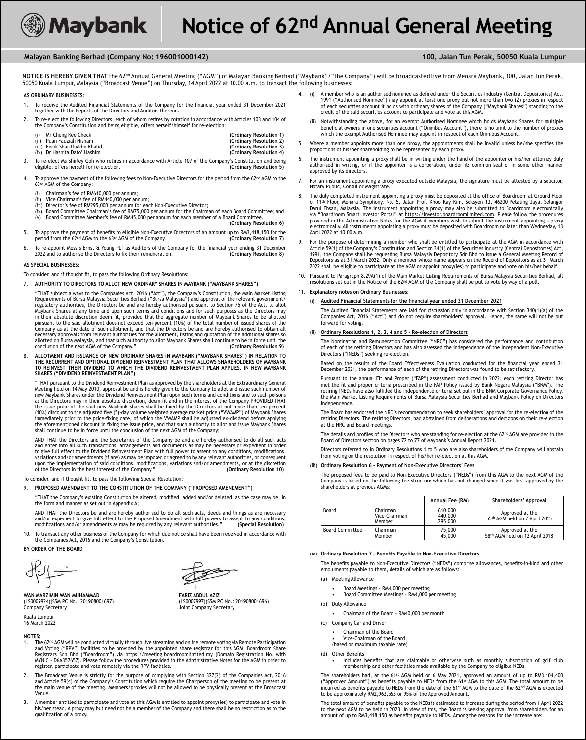# Maybank | Notice of 62nd Annual General Meeting

**Malayan Banking Berhad (Company No: 196001000142)** — **100, Jalan Tun Perak, 50050 Kuala Lumpur**

**NOTICE IS HEREBY GIVEN THAT** the 62nd Annual General Meeting ("AGM") of Malayan Banking Berhad ("Maybank"/"the Company") will be broadcasted live from Menara Maybank, 100, Jalan Tun Perak, 50050 Kuala Lumpur, Malaysia ("Broadcast Venue") on Thursday, 14 April 2022 at 10.00 a.m. to transact the following businesses:

**AS ORDINARY BUSINESSES:**

1. To receive the Audited Financial Statements of the Company for the financial year ended 31 December 2021 together with the Reports of the Directors and Auditors thereon.
2. To re-elect the following Directors, each of whom retires by rotation in accordance with Articles 103 and 104 of the Company's Constitution and being eligible, offers herself/himself for re-election:
   (i) Mr Cheng Kee Check **(Ordinary Resolution 1)**
   (ii) Puan Fauziah Hisham **(Ordinary Resolution 2)**
   (iii) Encik Shariffuddin Khalid **(Ordinary Resolution 3)**
   (iv) Dr Hasnita Dato' Hashim **(Ordinary Resolution 4)**
3. To re-elect Ms Shirley Goh who retires in accordance with Article 107 of the Company's Constitution and being eligible, offers herself for re-election. **(Ordinary Resolution 5)**
4. To approve the payment of the following fees to Non-Executive Directors for the period from the 62nd AGM to the 63rd AGM of the Company:
   (i) Chairman's fee of RM610,000 per annum;
   (ii) Vice Chairman's fee of RM440,000 per annum;
   (iii) Director's fee of RM295,000 per annum for each Non-Executive Director;
   (iv) Board Committee Chairman's fee of RM75,000 per annum for the Chairman of each Board Committee; and
   (v) Board Committee Member's fee of RM45,000 per annum for each member of a Board Committee.
   **(Ordinary Resolution 6)**
5. To approve the payment of benefits to eligible Non-Executive Directors of an amount up to RM3,418,150 for the period from the 62nd AGM to the 63rd AGM of the Company. **(Ordinary Resolution 7)**
6. To re-appoint Messrs Ernst & Young PLT as Auditors of the Company for the financial year ending 31 December 2022 and to authorise the Directors to fix their remuneration. **(Ordinary Resolution 8)**

**AS SPECIAL BUSINESSES:**

To consider, and if thought fit, to pass the following Ordinary Resolutions:

7. **AUTHORITY TO DIRECTORS TO ALLOT NEW ORDINARY SHARES IN MAYBANK ("MAYBANK SHARES")**

   "THAT subject always to the Companies Act, 2016 ("Act"), the Company's Constitution, the Main Market Listing Requirements of Bursa Malaysia Securities Berhad ("Bursa Malaysia") and approval of the relevant government/regulatory authorities, the Directors be and are hereby authorised pursuant to Section 75 of the Act, to allot Maybank Shares at any time and upon such terms and conditions and for such purposes as the Directors may in their absolute discretion deem fit, provided that the aggregate number of Maybank Shares to be allotted pursuant to the said allotment does not exceed ten percent (10%) of the total number of issued shares of the Company as at the date of such allotment, and that the Directors be and are hereby authorised to obtain all necessary approvals from relevant authorities for the allotment, listing and quotation of the additional shares so allotted on Bursa Malaysia, and that such authority to allot Maybank Shares shall continue to be in force until the conclusion of the next AGM of the Company." **(Ordinary Resolution 9)**

8. **ALLOTMENT AND ISSUANCE OF NEW ORDINARY SHARES IN MAYBANK ("MAYBANK SHARES") IN RELATION TO THE RECURRENT AND OPTIONAL DIVIDEND REINVESTMENT PLAN THAT ALLOWS SHAREHOLDERS OF MAYBANK TO REINVEST THEIR DIVIDEND TO WHICH THE DIVIDEND REINVESTMENT PLAN APPLIES, IN NEW MAYBANK SHARES ("DIVIDEND REINVESTMENT PLAN")**

   "THAT pursuant to the Dividend Reinvestment Plan as approved by the shareholders at the Extraordinary General Meeting held on 14 May 2010, approval be and is hereby given to the Company to allot and issue such number of new Maybank Shares under the Dividend Reinvestment Plan upon such terms and conditions and to such persons as the Directors may in their absolute discretion, deem fit and in the interest of the Company PROVIDED THAT the issue price of the said new Maybank Shares shall be fixed by the Directors at not more than ten percent (10%) discount to the adjusted five (5)-day volume weighted average market price ("VWAMP") of Maybank Shares immediately prior to the price-fixing date, of which the VWAMP shall be adjusted ex-dividend before applying the aforementioned discount in fixing the issue price, and that such authority to allot and issue Maybank Shares shall continue to be in force until the conclusion of the next AGM of the Company;

   AND THAT the Directors and the Secretaries of the Company be and are hereby authorised to do all such acts and enter into all such transactions, arrangements and documents as may be necessary or expedient in order to give full effect to the Dividend Reinvestment Plan with full power to assent to any conditions, modifications, variations and/or amendments (if any) as may be imposed or agreed to by any relevant authorities, or consequent upon the implementation of said conditions, modifications, variations and/or amendments, or at the discretion of the Directors in the best interest of the Company." **(Ordinary Resolution 10)**

To consider, and if thought fit, to pass the following Special Resolution:

9. **PROPOSED AMENDMENT TO THE CONSTITUTION OF THE COMPANY ("PROPOSED AMENDMENT")**

   "THAT the Company's existing Constitution be altered, modified, added and/or deleted, as the case may be, in the form and manner as set out in Appendix A;

   AND THAT the Directors be and are hereby authorised to do all such acts, deeds and things as are necessary and/or expedient to give full effect to the Proposed Amendment with full powers to assent to any conditions, modifications and/or amendments as may be required by any relevant authorities." **(Special Resolution)**

10. To transact any other business of the Company for which due notice shall have been received in accordance with the Companies Act, 2016 and the Company's Constitution.

**BY ORDER OF THE BOARD**

**WAN MARZIMIN WAN MUHAMMAD**
(LS0009924)(SSM PC No.: 201908001697)
Company Secretary

**FARIZ ABDUL AZIZ**
(LS0007997)(SSM PC No.: 201908001696)
Joint Company Secretary

Kuala Lumpur
16 March 2022

**NOTES:**

1. The 62nd AGM will be conducted virtually through live streaming and online remote voting via Remote Participation and Voting ("RPV") facilities to be provided by the appointed share registrar for this AGM, Boardroom Share Registrars Sdn Bhd ("Boardroom") via https://meeting.boardroomlimited.my (Domain Registration No. with MYNIC - D6A357657). Please follow the procedures provided in the Administrative Notes for the AGM in order to register, participate and vote remotely via the RPV facilities.
2. The Broadcast Venue is strictly for the purpose of complying with Section 327(2) of the Companies Act, 2016 and Article 59(4) of the Company's Constitution which require the Chairperson of the meeting to be present at the main venue of the meeting. Members/proxies will not be allowed to be physically present at the Broadcast Venue.
3. A member entitled to participate and vote at this AGM is entitled to appoint proxy(ies) to participate and vote in his/her stead. A proxy may but need not be a member of the Company and there shall be no restriction as to the qualification of a proxy.
4. (i) A member who is an authorised nominee as defined under the Securities Industry (Central Depositories) Act, 1991 ("Authorised Nominee") may appoint at least one proxy but not more than two (2) proxies in respect of each securities account it holds with ordinary shares of the Company ("Maybank Shares") standing to the credit of the said securities account to participate and vote at this AGM.
   (ii) Notwithstanding the above, for an exempt Authorised Nominee which holds Maybank Shares for multiple beneficial owners in one securities account ("Omnibus Account"), there is no limit to the number of proxies which the exempt Authorised Nominee may appoint in respect of each Omnibus Account.
5. Where a member appoints more than one proxy, the appointments shall be invalid unless he/she specifies the proportions of his/her shareholding to be represented by each proxy.
6. The instrument appointing a proxy shall be in writing under the hand of the appointer or his/her attorney duly authorised in writing, or if the appointer is a corporation, under its common seal or in some other manner approved by its directors.
7. For an instrument appointing a proxy executed outside Malaysia, the signature must be attested by a solicitor, Notary Public, Consul or Magistrate.
8. The duly completed instrument appointing a proxy must be deposited at the office of Boardroom at Ground Floor or 11th Floor, Menara Symphony, No. 5, Jalan Prof. Khoo Kay Kim, Seksyen 13, 46200 Petaling Jaya, Selangor Darul Ehsan, Malaysia. The instrument appointing a proxy may also be submitted to Boardroom electronically via "Boardroom Smart Investor Portal" at https://investor.boardroomlimited.com. Please follow the procedures provided in the Administrative Notes for the AGM if members wish to submit the instrument appointing a proxy electronically. All instruments appointing a proxy must be deposited with Boardroom no later than Wednesday, 13 April 2022 at 10.00 a.m.
9. For the purpose of determining a member who shall be entitled to participate at the AGM in accordance with Article 59(1) of the Company's Constitution and Section 34(1) of the Securities Industry (Central Depositories) Act, 1991, the Company shall be requesting Bursa Malaysia Depository Sdn Bhd to issue a General Meeting Record of Depositors as at 31 March 2022. Only a member whose name appears on the Record of Depositors as at 31 March 2022 shall be eligible to participate at the AGM or appoint proxy(ies) to participate and vote on his/her behalf.
10. Pursuant to Paragraph 8.29A(1) of the Main Market Listing Requirements of Bursa Malaysia Securities Berhad, all resolutions set out in the Notice of the 62nd AGM of the Company shall be put to vote by way of a poll.
11. **Explanatory notes on Ordinary Businesses:**

    (i) **Audited Financial Statements for the financial year ended 31 December 2021**

    The Audited Financial Statements are laid for discussion only in accordance with Section 340(1)(a) of the Companies Act, 2016 ("Act") and do not require shareholders' approval. Hence, the same will not be put forward for voting.

    (ii) **Ordinary Resolutions 1, 2, 3, 4 and 5 - Re-election of Directors**

    The Nomination and Remuneration Committee ("NRC") has considered the performance and contribution of each of the retiring Directors and has also assessed the independence of the Independent Non-Executive Directors ("INEDs") seeking re-election.

    Based on the results of the Board Effectiveness Evaluation conducted for the financial year ended 31 December 2021, the performance of each of the retiring Directors was found to be satisfactory.

    Pursuant to the annual Fit and Proper ("FAP") assessment conducted in 2022, each retiring Director has met the fit and proper criteria prescribed in the FAP Policy issued by Bank Negara Malaysia ("BNM"). The retiring INEDs have also fulfilled the independence criteria set out in the BNM Corporate Governance Policy, the Main Market Listing Requirements of Bursa Malaysia Securities Berhad and Maybank Policy on Directors Independence.

    The Board has endorsed the NRC's recommendation to seek shareholders' approval for the re-election of the retiring Directors. The retiring Directors, had abstained from deliberations and decisions on their re-election at the NRC and Board meetings.

    The details and profiles of the Directors who are standing for re-election at the 62nd AGM are provided in the Board of Directors section on pages 72 to 77 of Maybank's Annual Report 2021.

    Directors referred to in Ordinary Resolutions 1 to 5 who are also shareholders of the Company will abstain from voting on the resolution in respect of his/her re-election at this AGM.

    (iii) **Ordinary Resolution 6 - Payment of Non-Executive Directors' Fees**

    The proposed fees to be paid to Non-Executive Directors ("NEDs") from this AGM to the next AGM of the Company is based on the following fee structure which has not changed since it was first approved by the shareholders at previous AGMs:

| | | Annual Fee (RM) | Shareholders' Approval |
|---|---|---|---|
| Board | Chairman<br>Vice-Chairman<br>Member | 610,000<br>440,000<br>295,000 | Approved at the 55th AGM held on 7 April 2015 |
| Board Committee | Chairman<br>Member | 75,000<br>45,000 | Approved at the 58th AGM held on 12 April 2018 |

    (iv) **Ordinary Resolution 7 - Benefits Payable to Non-Executive Directors**

    The benefits payable to Non-Executive Directors ("NEDs") comprise allowances, benefits-in-kind and other emoluments payable to them, details of which are as follows:

    (a) Meeting Allowance
    - Board Meetings - RM4,000 per meeting
    - Board Committee Meetings - RM4,000 per meeting

    (b) Duty Allowance
    - Chairman of the Board - RM40,000 per month

    (c) Company Car and Driver
    - Chairman of the Board
    - Vice-Chairman of the Board

    (based on maximum taxable rate)

    (d) Other Benefits
    - Includes benefits that are claimable or otherwise such as monthly subscription of golf club membership and other facilities made available by the Company to eligible NEDs.

    The shareholders had, at the 61st AGM held on 6 May 2021, approved an amount of up to RM3,104,400 ("Approved Amount") as benefits payable to NEDs from the 61st AGM to this AGM. The total amount to be incurred as benefits payable to NEDs from the date of the 61st AGM to the date of the 62nd AGM is expected to be approximately RM2,963,563 or 95% of the Approved Amount.

    The total amount of benefits payable to the NEDs is estimated to increase during the period from 1 April 2022 to the next AGM to be held in 2023. In view of this, the Board is seeking approval from shareholders for an amount of up to RM3,418,150 as benefits payable to NEDs. Among the reasons for the increase are: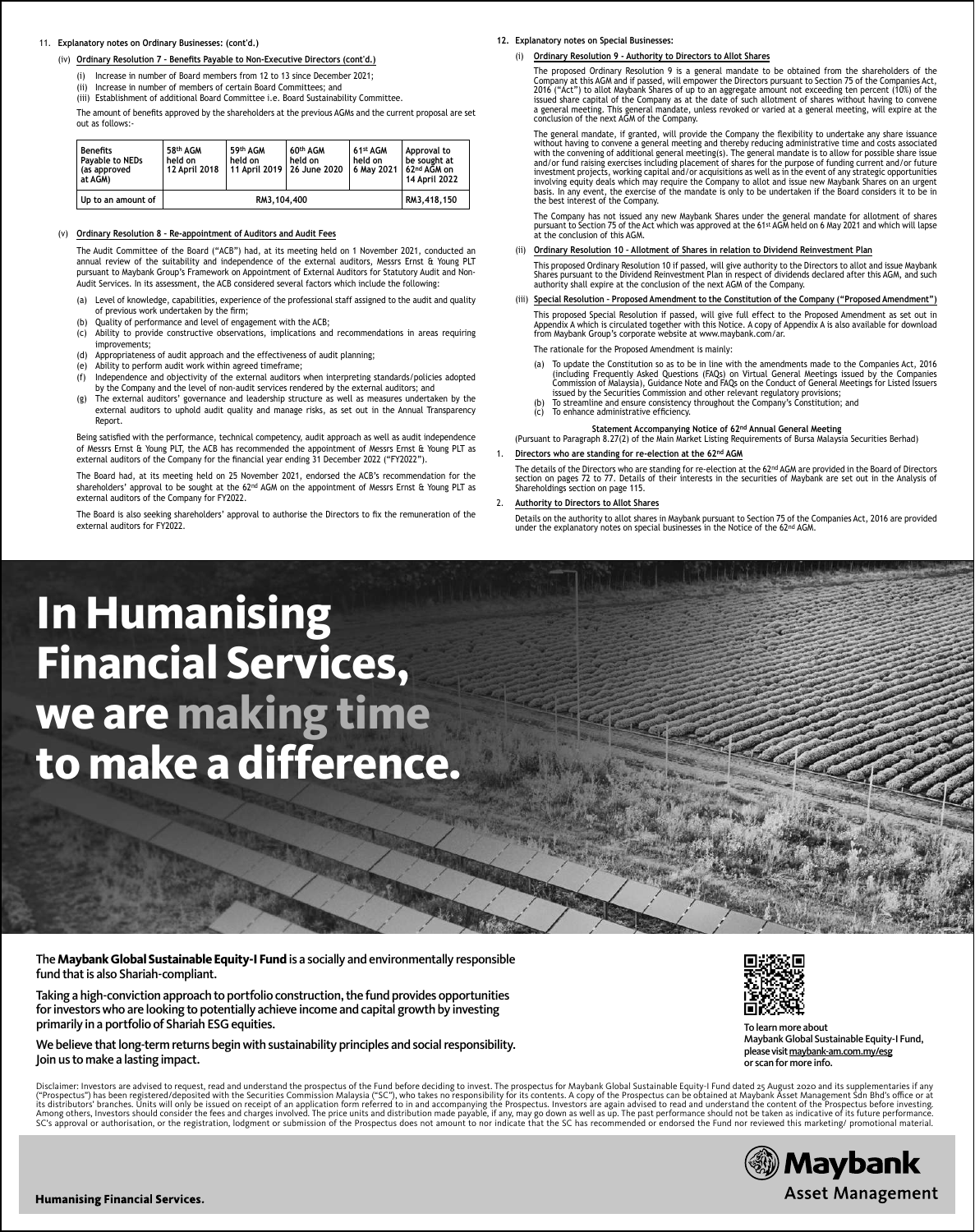11. **Explanatory notes on Ordinary Businesses: (cont'd.)**

(iv) **Ordinary Resolution 7 - Benefits Payable to Non-Executive Directors (cont'd.)**

(i) Increase in number of Board members from 12 to 13 since December 2021;
(ii) Increase in number of members of certain Board Committees; and
(iii) Establishment of additional Board Committee i.e. Board Sustainability Committee.

The amount of benefits approved by the shareholders at the previous AGMs and the current proposal are set out as follows:-

| Benefits Payable to NEDs (as approved at AGM) | 58th AGM held on 12 April 2018 | 59th AGM held on 11 April 2019 | 60th AGM held on 26 June 2020 | 61st AGM held on 6 May 2021 | Approval to be sought at 62nd AGM on 14 April 2022 |
|---|---|---|---|---|---|
| Up to an amount of | RM3,104,400 | | | | RM3,418,150 |

(v) **Ordinary Resolution 8 - Re-appointment of Auditors and Audit Fees**

The Audit Committee of the Board ("ACB") had, at its meeting held on 1 November 2021, conducted an annual review of the suitability and independence of the external auditors, Messrs Ernst & Young PLT pursuant to Maybank Group's Framework on Appointment of External Auditors for Statutory Audit and Non-Audit Services. In its assessment, the ACB considered several factors which include the following:

(a) Level of knowledge, capabilities, experience of the professional staff assigned to the audit and quality of previous work undertaken by the firm;
(b) Quality of performance and level of engagement with the ACB;
(c) Ability to provide constructive observations, implications and recommendations in areas requiring improvements;
(d) Appropriateness of audit approach and the effectiveness of audit planning;
(e) Ability to perform audit work within agreed timeframe;
(f) Independence and objectivity of the external auditors when interpreting standards/policies adopted by the Company and the level of non-audit services rendered by the external auditors; and
(g) The external auditors' governance and leadership structure as well as measures undertaken by the external auditors to uphold audit quality and manage risks, as set out in the Annual Transparency Report.

Being satisfied with the performance, technical competency, audit approach as well as audit independence of Messrs Ernst & Young PLT, the ACB has recommended the appointment of Messrs Ernst & Young PLT as external auditors of the Company for the financial year ending 31 December 2022 ("FY2022").

The Board had, at its meeting held on 25 November 2021, endorsed the ACB's recommendation for the shareholders' approval to be sought at the 62nd AGM on the appointment of Messrs Ernst & Young PLT as external auditors of the Company for FY2022.

The Board is also seeking shareholders' approval to authorise the Directors to fix the remuneration of the external auditors for FY2022.

12. **Explanatory notes on Special Businesses:**

(i) **Ordinary Resolution 9 - Authority to Directors to Allot Shares**

The proposed Ordinary Resolution 9 is a general mandate to be obtained from the shareholders of the Company at this AGM and if passed, will empower the Directors pursuant to Section 75 of the Companies Act, 2016 ("Act") to allot Maybank Shares of up to an aggregate amount not exceeding ten percent (10%) of the issued share capital of the Company as at the date of such allotment of shares without having to convene a general meeting. This general mandate, unless revoked or varied at a general meeting, will expire at the conclusion of the next AGM of the Company.

The general mandate, if granted, will provide the Company the flexibility to undertake any share issuance without having to convene a general meeting and thereby reducing administrative time and costs associated with the convening of additional general meeting(s). The general mandate is to allow for possible share issue and/or fund raising exercises including placement of shares for the purpose of funding current and/or future investment projects, working capital and/or acquisitions as well as in the event of any strategic opportunities involving equity deals which may require the Company to allot and issue new Maybank Shares on an urgent basis. In any event, the exercise of the mandate is only to be undertaken if the Board considers it to be in the best interest of the Company.

The Company has not issued any new Maybank Shares under the general mandate for allotment of shares pursuant to Section 75 of the Act which was approved at the 61st AGM held on 6 May 2021 and which will lapse at the conclusion of this AGM.

(ii) **Ordinary Resolution 10 - Allotment of Shares in relation to Dividend Reinvestment Plan**

This proposed Ordinary Resolution 10 if passed, will give authority to the Directors to allot and issue Maybank Shares pursuant to the Dividend Reinvestment Plan in respect of dividends declared after this AGM, and such authority shall expire at the conclusion of the next AGM of the Company.

(iii) **Special Resolution - Proposed Amendment to the Constitution of the Company ("Proposed Amendment")**

This proposed Special Resolution if passed, will give full effect to the Proposed Amendment as set out in Appendix A which is circulated together with this Notice. A copy of Appendix A is also available for download from Maybank Group's corporate website at www.maybank.com/ar.

The rationale for the Proposed Amendment is mainly:

(a) To update the Constitution so as to be in line with the amendments made to the Companies Act, 2016 (including Frequently Asked Questions (FAQs) on Virtual General Meetings issued by the Companies Commission of Malaysia), Guidance Note and FAQs on the Conduct of General Meetings for Listed Issuers issued by the Securities Commission and other relevant regulatory provisions;
(b) To streamline and ensure consistency throughout the Company's Constitution; and
(c) To enhance administrative efficiency.

**Statement Accompanying Notice of 62nd Annual General Meeting**
(Pursuant to Paragraph 8.27(2) of the Main Market Listing Requirements of Bursa Malaysia Securities Berhad)

1. **Directors who are standing for re-election at the 62nd AGM**

The details of the Directors who are standing for re-election at the 62nd AGM are provided in the Board of Directors section on pages 72 to 77. Details of their interests in the securities of Maybank are set out in the Analysis of Shareholdings section on page 115.

2. **Authority to Directors to Allot Shares**

Details on the authority to allot shares in Maybank pursuant to Section 75 of the Companies Act, 2016 are provided under the explanatory notes on special businesses in the Notice of the 62nd AGM.

# In Humanising Financial Services, we are making time to make a difference.

The **Maybank Global Sustainable Equity-I Fund** is a socially and environmentally responsible fund that is also Shariah-compliant.

Taking a high-conviction approach to portfolio construction, the fund provides opportunities for investors who are looking to potentially achieve income and capital growth by investing primarily in a portfolio of Shariah ESG equities.

We believe that long-term returns begin with sustainability principles and social responsibility. Join us to make a lasting impact.

To learn more about Maybank Global Sustainable Equity-I Fund, please visit maybank-am.com.my/esg or scan for more info.

Disclaimer: Investors are advised to request, read and understand the prospectus of the Fund before deciding to invest. The prospectus for Maybank Global Sustainable Equity-I Fund dated 25 August 2020 and its supplementaries if any ("Prospectus") has been registered/deposited with the Securities Commission Malaysia ("SC"), who takes no responsibility for its contents. A copy of the Prospectus can be obtained at Maybank Asset Management Sdn Bhd's office or at its distributors' branches. Units will only be issued on receipt of an application form referred to in and accompanying the Prospectus. Investors are again advised to read and understand the content of the Prospectus before investing. Among others, Investors should consider the fees and charges involved. The price units and distribution made payable, if any, may go down as well as up. The past performance should not be taken as indicative of its future performance. SC's approval or authorisation, or the registration, lodgment or submission of the Prospectus does not amount to nor indicate that the SC has recommended or endorsed the Fund nor reviewed this marketing/ promotional material.

**Humanising Financial Services.**

**Maybank Asset Management**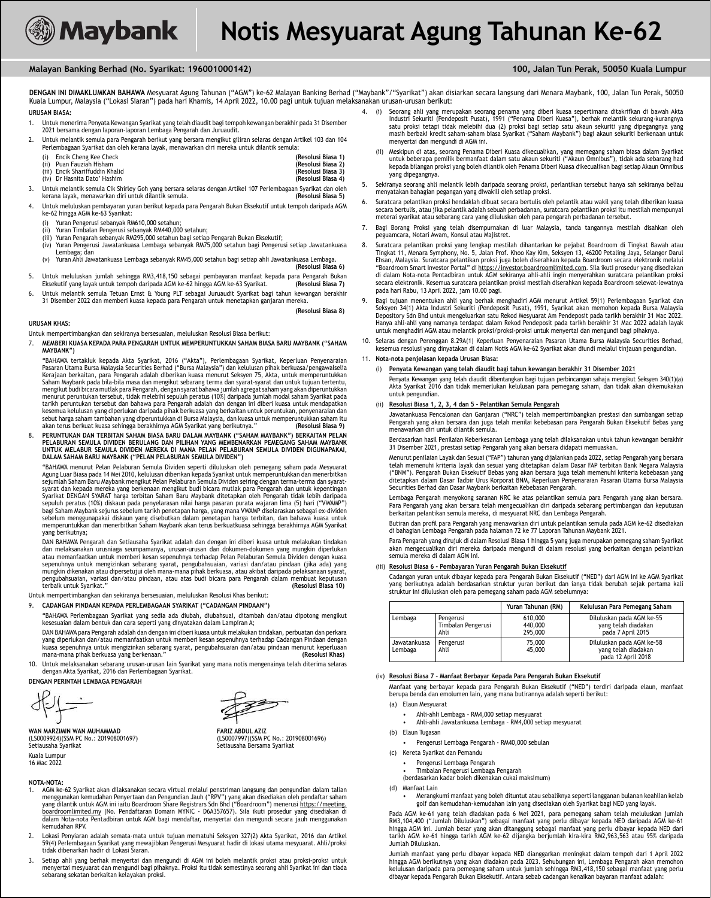# Maybank Notis Mesyuarat Agung Tahunan Ke-62

**Malayan Banking Berhad (No. Syarikat: 196001000142)** — 100, Jalan Tun Perak, 50050 Kuala Lumpur

**DENGAN INI DIMAKLUMKAN BAHAWA** Mesyuarat Agung Tahunan ("AGM") ke-62 Malayan Banking Berhad ("Maybank"/"Syarikat") akan disiarkan secara langsung dari Menara Maybank, 100, Jalan Tun Perak, 50050 Kuala Lumpur, Malaysia ("Lokasi Siaran") pada hari Khamis, 14 April 2022, 10.00 pagi untuk tujuan melaksanakan urusan-urusan berikut:

**URUSAN BIASA:**

1. Untuk menerima Penyata Kewangan Syarikat yang telah diaudit bagi tempoh kewangan berakhir pada 31 Disember 2021 bersama dengan laporan-laporan Lembaga Pengarah dan Juruaudit.
2. Untuk melantik semula para Pengarah berikut yang bersara mengikut giliran selaras dengan Artikel 103 dan 104 Perlembagaan Syarikat dan oleh kerana layak, menawarkan diri mereka untuk dilantik semula:
   (i) Encik Cheng Kee Check **(Resolusi Biasa 1)**
   (ii) Puan Fauziah Hisham **(Resolusi Biasa 2)**
   (iii) Encik Shariffuddin Khalid **(Resolusi Biasa 3)**
   (iv) Dr Hasnita Dato' Hashim **(Resolusi Biasa 4)**
3. Untuk melantik semula Cik Shirley Goh yang bersara selaras dengan Artikel 107 Perlembagaan Syarikat dan oleh kerana layak, menawarkan diri untuk dilantik semula. **(Resolusi Biasa 5)**
4. Untuk meluluskan pembayaran yuran berikut kepada para Pengarah Bukan Eksekutif untuk tempoh daripada AGM ke-62 hingga AGM ke-63 Syarikat:
   (i) Yuran Pengerusi sebanyak RM610,000 setahun;
   (ii) Yuran Timbalan Pengerusi sebanyak RM440,000 setahun;
   (iii) Yuran Pengarah sebanyak RM295,000 setahun bagi setiap Pengarah Bukan Eksekutif;
   (iv) Yuran Pengerusi Jawatankuasa Lembaga sebanyak RM75,000 setahun bagi Pengerusi setiap Jawatankuasa Lembaga; dan
   (v) Yuran Ahli Jawatankuasa Lembaga sebanyak RM45,000 setahun bagi setiap ahli Jawatankuasa Lembaga.
   **(Resolusi Biasa 6)**
5. Untuk meluluskan jumlah sehingga RM3,418,150 sebagai pembayaran manfaat kepada para Pengarah Bukan Eksekutif yang layak untuk tempoh daripada AGM ke-62 hingga AGM ke-63 Syarikat. **(Resolusi Biasa 7)**
6. Untuk melantik semula Tetuan Ernst & Young PLT sebagai Juruaudit Syarikat bagi tahun kewangan berakhir 31 Disember 2022 dan memberi kuasa kepada para Pengarah untuk menetapkan ganjaran mereka.
   **(Resolusi Biasa 8)**

**URUSAN KHAS:**

Untuk mempertimbangkan dan sekiranya bersesuaian, meluluskan Resolusi Biasa berikut:

7. **MEMBERI KUASA KEPADA PARA PENGARAH UNTUK MEMPERUNTUKKAN SAHAM BIASA BARU MAYBANK ("SAHAM MAYBANK")**

   "BAHAWA tertakluk kepada Akta Syarikat, 2016 ("Akta"), Perlembagaan Syarikat, Keperluan Penyenaraian Pasaran Utama Bursa Malaysia Securities Berhad ("Bursa Malaysia") dan kelulusan pihak berkuasa/pengawalselia Kerajaan berkaitan, para Pengarah adalah diberikan kuasa menurut Seksyen 75, Akta, untuk memperuntukkan Saham Maybank pada bila-bila masa dan mengikut sebarang terma dan syarat-syarat dan untuk tujuan tertentu, mengikut budi bicara mutlak para Pengarah, dengan syarat bahawa jumlah agregat saham yang akan diperuntukkan menurut peruntukan tersebut, tidak melebihi sepuluh peratus (10%) daripada jumlah modal saham Syarikat pada tarikh peruntukan tersebut dan bahawa para Pengarah adalah dan dengan ini diberi kuasa untuk mendapatkan kesemua kelulusan yang diperlukan daripada pihak berkuasa yang berkaitan untuk peruntukan, penyenaraian dan sebut harga saham tambahan yang diperuntukkan di Bursa Malaysia, dan kuasa untuk memperuntukkan saham itu akan terus berkuat kuasa sehingga berakhirnya AGM Syarikat yang berikutnya." **(Resolusi Biasa 9)**

8. **PERUNTUKAN DAN TERBITAN SAHAM BIASA BARU DALAM MAYBANK ("SAHAM MAYBANK") BERKAITAN PELAN PELABURAN SEMULA DIVIDEN BERULANG DAN PILIHAN YANG MEMBENARKAN PEMEGANG SAHAM MAYBANK UNTUK MELABUR SEMULA DIVIDEN MEREKA DI MANA PELAN PELABURAN SEMULA DIVIDEN DIGUNAPAKAI, DALAM SAHAM BARU MAYBANK ("PELAN PELABURAN SEMULA DIVIDEN")**

   "BAHAWA menurut Pelan Pelaburan Semula Dividen seperti diluluskan oleh pemegang saham pada Mesyuarat Agung Luar Biasa pada 14 Mei 2010, kelulusan diberikan kepada Syarikat untuk memperuntukkan dan menerbitkan sejumlah Saham Baru Maybank mengikut Pelan Pelaburan Semula Dividen seiring dengan terma-terma dan syarat-syarat dan kepada mereka yang berkenaan mengikut budi bicara mutlak para Pengarah dan untuk kepentingan Syarikat DENGAN SYARAT harga terbitan Saham Baru Maybank ditetapkan oleh Pengarah tidak lebih daripada sepuluh peratus (10%) diskaun pada penyelarasan nilai harga pasaran purata wajaran lima (5) hari ("VWAMP") bagi Saham Maybank sejurus sebelum tarikh penetapan harga, yang mana VWAMP diselaraskan sebagai ex-dividen sebelum menggunapakai diskaun yang disebutkan dalam penetapan harga terbitan, dan bahawa kuasa untuk memperuntukkan dan menerbitkan Saham Maybank akan terus berkuatkuasa sehingga berakhirnya AGM Syarikat yang berikutnya;

   DAN BAHAWA Pengarah dan Setiausaha Syarikat adalah dan dengan ini diberi kuasa untuk melakukan tindakan dan melaksanakan urusniaga seumpamanya, urusan-urusan dan dokumen-dokumen yang mungkin diperlukan atau memanfaatkan untuk memberi kesan sepenuhnya terhadap Pelan Pelaburan Semula Dividen dengan kuasa sepenuhnya untuk mengizinkan sebarang syarat, pengubahsuaian, variasi dan/atau pindaan (jika ada) yang mungkin dikenakan atau dipersetujui oleh mana-mana pihak berkuasa, atau akibat daripada pelaksanaan syarat, pengubahsuaian, variasi dan/atau pindaan, atau atas budi bicara para Pengarah dalam membuat keputusan terbaik untuk Syarikat." **(Resolusi Biasa 10)**

Untuk mempertimbangkan dan sekiranya bersesuaian, meluluskan Resolusi Khas berikut:

9. **CADANGAN PINDAAN KEPADA PERLEMBAGAAN SYARIKAT ("CADANGAN PINDAAN")**

   "BAHAWA Perlembagaan Syarikat yang sedia ada diubah, diubahsuai, ditambah dan/atau dipotong mengikut kesesuaian dalam bentuk dan cara seperti yang dinyatakan dalam Lampiran A;

   DAN BAHAWA para Pengarah adalah dan dengan ini diberi kuasa untuk melakukan tindakan, perbuatan dan perkara yang diperlukan dan/atau memanfaatkan untuk memberi kesan sepenuhnya terhadap Cadangan Pindaan dengan kuasa sepenuhnya untuk mengizinkan sebarang syarat, pengubahsuaian dan/atau pindaan menurut keperluan mana-mana pihak berkuasa yang berkenaan." **(Resolusi Khas)**

10. Untuk melaksanakan sebarang urusan-urusan lain Syarikat yang mana notis mengenainya telah diterima selaras dengan Akta Syarikat, 2016 dan Perlembagaan Syarikat.

**DENGAN PERINTAH LEMBAGA PENGARAH**

**WAN MARZIMIN WAN MUHAMMAD**
(LS0009924)(SSM PC No.: 201908001697)
Setiausaha Syarikat

**FARIZ ABDUL AZIZ**
(LS0007997)(SSM PC No.: 201908001696)
Setiausaha Bersama Syarikat

Kuala Lumpur
16 Mac 2022

**NOTA-NOTA:**

1. AGM ke-62 Syarikat akan dilaksanakan secara virtual melalui penstriman langsung dan pengundian dalam talian menggunakan kemudahan Penyertaan dan Pengundian Jauh ("RPV") yang akan disediakan oleh pendaftar saham yang dilantik untuk AGM ini iaitu Boardroom Share Registrars Sdn Bhd ("Boardroom") menerusi https://meeting.boardroomlimited.my (No. Pendaftaran Domain MYNIC - D6A357657). Sila ikuti prosedur yang disediakan di dalam Nota-nota Pentadbiran untuk AGM bagi mendaftar, menyertai dan mengundi secara jauh menggunakan kemudahan RPV.
2. Lokasi Penyiaran adalah semata-mata untuk tujuan mematuhi Seksyen 327(2) Akta Syarikat, 2016 dan Artikel 59(4) Perlembagaan Syarikat yang mewajibkan Pengerusi Mesyuarat hadir di lokasi utama mesyuarat. Ahli/proksi tidak dibenarkan hadir di Lokasi Siaran.
3. Setiap ahli yang berhak menyertai dan mengundi di AGM ini boleh melantik proksi atau proksi-proksi untuk menyertai mesyuarat dan mengundi bagi pihaknya. Proksi itu tidak semestinya seorang ahli Syarikat ini dan tiada sebarang sekatan berkaitan kelayakan proksi.
4. (i) Seorang ahli yang merupakan seorang penama yang diberi kuasa sepertimana ditakrifkan di bawah Akta Industri Sekuriti (Pendeposit Pusat), 1991 ("Penama Diberi Kuasa"), berhak melantik sekurang-kurangnya satu proksi tetapi tidak melebihi dua (2) proksi bagi setiap satu akaun sekuriti yang dipegangnya yang masih berbaki kredit saham-saham biasa Syarikat ("Saham Maybank") bagi akaun sekuriti berkenaan untuk menyertai dan mengundi di AGM ini.
   (ii) Meskipun di atas, seorang Penama Diberi Kuasa dikecualikan, yang memegang saham biasa dalam Syarikat untuk beberapa pemilik bermanfaat dalam satu akaun sekuriti ("Akaun Omnibus"), tidak ada sebarang had kepada bilangan proksi yang boleh dilantik oleh Penama Diberi Kuasa dikecualikan bagi setiap Akaun Omnibus yang dipegangnya.
5. Sekiranya seorang ahli melantik lebih daripada seorang proksi, perlantikan tersebut hanya sah sekiranya beliau menyatakan bahagian pegangan yang diwakili oleh setiap proksi.
6. Suratcara pelantikan proksi hendaklah dibuat secara bertulis oleh pelantik atau wakil yang telah diberikan kuasa secara bertulis, atau jika pelantik adalah sebuah perbadanan, suratcara pelantikan proksi itu mestilah mempunyai meterai syarikat atau sebarang cara yang diluluskan oleh para pengarah perbadanan tersebut.
7. Bagi Borang Proksi yang telah disempurnakan di luar Malaysia, tanda tangannya mestilah disahkan oleh peguamcara, Notari Awam, Konsul atau Majistret.
8. Suratcara pelantikan proksi yang lengkap mestilah dihantarkan ke pejabat Boardroom di Tingkat Bawah atau Tingkat 11, Menara Symphony, No. 5, Jalan Prof. Khoo Kay Kim, Seksyen 13, 46200 Petaling Jaya, Selangor Darul Ehsan, Malaysia. Suratcara pelantikan proksi juga boleh diserahkan kepada Boardroom secara elektronik melalui "Boardroom Smart Investor Portal" di https://investor.boardroomlimited.com. Sila ikuti prosedur yang disediakan di dalam Nota-nota Pentadbiran untuk AGM sekiranya ahli-ahli ingin menyerahkan suratcara pelantikan proksi secara elektronik. Kesemua suratcara pelantikan proksi mestilah diserahkan kepada Boardroom selewat-lewatnya pada hari Rabu, 13 April 2022, jam 10.00 pagi.
9. Bagi tujuan menentukan ahli yang berhak menghadiri AGM menurut Artikel 59(1) Perlembagaan Syarikat dan Seksyen 34(1) Akta Industri Sekuriti (Pendeposit Pusat), 1991, Syarikat akan memohon kepada Bursa Malaysia Depository Sdn Bhd untuk mengeluarkan satu Rekod Mesyuarat Am Pendeposit pada tarikh berakhir 31 Mac 2022. Hanya ahli-ahli yang namanya terdapat dalam Rekod Pendeposit pada tarikh berakhir 31 Mac 2022 adalah layak untuk menghadiri AGM atau melantik proksi/proksi-proksi untuk menyertai dan mengundi bagi pihaknya.
10. Selaras dengan Perenggan 8.29A(1) Keperluan Penyenaraian Pasaran Utama Bursa Malaysia Securities Berhad, kesemua resolusi yang dinyatakan di dalam Notis AGM ke-62 Syarikat akan diundi melalui tinjauan pengundian.
11. **Nota-nota penjelasan kepada Urusan Biasa:**

   (i) **Penyata Kewangan yang telah diaudit bagi tahun kewangan berakhir 31 Disember 2021**

   Penyata Kewangan yang telah diaudit dibentangkan bagi tujuan perbincangan sahaja mengikut Seksyen 340(1)(a) Akta Syarikat 2016 dan tidak memerlukan kelulusan para pemegang saham, dan tidak akan dikemukakan untuk pengundian.

   (ii) **Resolusi Biasa 1, 2, 3, 4 dan 5 - Pelantikan Semula Pengarah**

   Jawatankuasa Pencalonan dan Ganjaran ("NRC") telah mempertimbangkan prestasi dan sumbangan setiap Pengarah yang akan bersara dan juga telah menilai kebebasan para Pengarah Bukan Eksekutif Bebas yang menawarkan diri untuk dilantik semula.

   Berdasarkan hasil Penilaian Keberkesanan Lembaga yang telah dilaksanakan untuk tahun kewangan berakhir 31 Disember 2021, prestasi setiap Pengarah yang akan bersara didapati memuaskan.

   Menurut penilaian Layak dan Sesuai ("FAP") tahunan yang dijalankan pada 2022, setiap Pengarah yang bersara telah memenuhi kriteria layak dan sesuai yang ditetapkan dalam Dasar FAP terbitan Bank Negara Malaysia ("BNM"). Pengarah Bukan Eksekutif Bebas yang akan bersara juga telah memenuhi kriteria kebebasan yang ditetapkan dalam Dasar Tadbir Urus Korporat BNM, Keperluan Penyenaraian Pasaran Utama Bursa Malaysia Securities Berhad dan Dasar Maybank berkaitan Kebebasan Pengarah.

   Lembaga Pengarah menyokong saranan NRC ke atas pelantikan semula para Pengarah yang akan bersara. Para Pengarah yang akan bersara telah mengecualikan diri daripada sebarang pertimbangan dan keputusan berkaitan pelantikan semula mereka, di mesyuarat NRC dan Lembaga Pengarah.

   Butiran dan profil para Pengarah yang menawarkan diri untuk pelantikan semula pada AGM ke-62 disediakan di bahagian Lembaga Pengarah pada halaman 72 ke 77 Laporan Tahunan Maybank 2021.

   Para Pengarah yang dirujuk di dalam Resolusi Biasa 1 hingga 5 yang juga merupakan pemegang saham Syarikat akan mengecualikan diri mereka daripada mengundi di dalam resolusi yang berkaitan dengan pelantikan semula mereka di dalam AGM ini.

   (iii) **Resolusi Biasa 6 - Pembayaran Yuran Pengarah Bukan Eksekutif**

   Cadangan yuran untuk dibayar kepada para Pengarah Bukan Eksekutif ("NED") dari AGM ini ke AGM Syarikat yang berikutnya adalah berdasarkan struktur yuran berikut dan ianya tidak berubah sejak pertama kali struktur ini diluluskan oleh para pemegang saham pada AGM sebelumnya:

| | | Yuran Tahunan (RM) | Kelulusan Para Pemegang Saham |
|---|---|---|---|
| Lembaga | Pengerusi<br>Timbalan Pengerusi<br>Ahli | 610,000<br>440,000<br>295,000 | Diluluskan pada AGM ke-55 yang telah diadakan pada 7 April 2015 |
| Jawatankuasa Lembaga | Pengerusi<br>Ahli | 75,000<br>45,000 | Diluluskan pada AGM ke-58 yang telah diadakan pada 12 April 2018 |

   (iv) **Resolusi Biasa 7 - Manfaat Berbayar Kepada Para Pengarah Bukan Eksekutif**

   Manfaat yang berbayar kepada para Pengarah Bukan Eksekutif ("NED") terdiri daripada elaun, manfaat berupa benda dan emolumen lain, yang mana butirannya adalah seperti berikut:

   (a) Elaun Mesyuarat
   - Ahli-ahli Lembaga - RM4,000 setiap mesyuarat
   - Ahli-ahli Jawatankuasa Lembaga - RM4,000 setiap mesyuarat

   (b) Elaun Tugasan
   - Pengerusi Lembaga Pengarah - RM40,000 sebulan

   (c) Kereta Syarikat dan Pemandu
   - Pengerusi Lembaga Pengarah
   - Timbalan Pengerusi Lembaga Pengarah

   (berdasarkan kadar boleh dikenakan cukai maksimum)

   (d) Manfaat Lain
   - Merangkumi manfaat yang boleh dituntut atau sebaliknya seperti langganan bulanan keahlian kelab golf dan kemudahan-kemudahan lain yang disediakan oleh Syarikat bagi NED yang layak.

   Pada AGM ke-61 yang telah diadakan pada 6 Mei 2021, para pemegang saham telah meluluskan jumlah RM3,104,400 ("Jumlah Diluluskan") sebagai manfaat yang perlu dibayar kepada NED daripada AGM ke-61 hingga AGM ini. Jumlah besar yang akan ditanggung sebagai manfaat yang perlu dibayar kepada NED dari tarikh AGM ke-61 hingga tarikh AGM ke-62 dijangka berjumlah kira-kira RM2,963,563 atau 95% daripada Jumlah Diluluskan.

   Jumlah manfaat yang perlu dibayar kepada NED dianggarkan meningkat dalam tempoh dari 1 April 2022 hingga AGM berikutnya yang akan diadakan pada 2023. Sehubungan ini, Lembaga Pengarah akan memohon kelulusan daripada para pemegang saham untuk jumlah sehingga RM3,418,150 sebagai manfaat yang perlu dibayar kepada Pengarah Bukan Eksekutif. Antara sebab cadangan kenaikan bayaran manfaat adalah: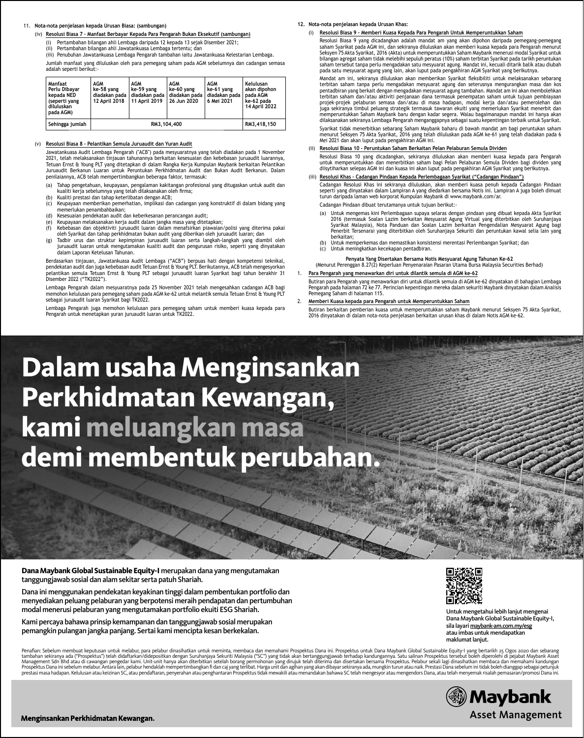11. **Nota-nota penjelasan kepada Urusan Biasa: (sambungan)**

(iv) **Resolusi Biasa 7 - Manfaat Berbayar Kepada Para Pengarah Bukan Eksekutif (sambungan)**

(i) Pertambahan bilangan ahli Lembaga daripada 12 kepada 13 sejak Disember 2021;
(ii) Pertambahan bilangan ahli Jawatankuasa Lembaga tertentu; dan
(iii) Penubuhan Jawatankuasa Lembaga Pengarah tambahan iaitu Jawatankuasa Kelestarian Lembaga.

Jumlah manfaat yang diluluskan oleh para pemegang saham pada AGM sebelumnya dan cadangan semasa adalah seperti berikut:-

| Manfaat Perlu Dibayar kepada NED (seperti yang diluluskan pada AGM) | AGM ke-58 yang diadakan pada 12 April 2018 | AGM ke-59 yang diadakan pada 11 April 2019 | AGM ke-60 yang diadakan pada 26 Jun 2020 | AGM ke-61 yang diadakan pada 6 Mei 2021 | Kelulusan akan dipohon pada AGM ke-62 pada 14 April 2022 |
|---|---|---|---|---|---|
| Sehingga jumlah | RM3,104,400 | | | | RM3,418,150 |

(v) **Resolusi Biasa 8 - Pelantikan Semula Juruaudit dan Yuran Audit**

Jawatankuasa Audit Lembaga Pengarah ("ACB") pada mesyuaratnya yang telah diadakan pada 1 November 2021, telah melaksanakan tinjauan tahunannya berkaitan kesesuaian dan kebebasan juruaudit luarannya, Tetuan Ernst & Young PLT yang ditetapkan di dalam Rangka Kerja Kumpulan Maybank berkaitan Pelantikan Juruaudit Berkanun Luaran untuk Peruntukan Perkhidmatan Audit dan Bukan Audit Berkanun. Dalam penilaiannya, ACB telah mempertimbangkan beberapa faktor, termasuk:

(a) Tahap pengetahuan, keupayaan, pengalaman kakitangan profesional yang ditugaskan untuk audit dan kualiti kerja sebelumnya yang telah dilaksanakan oleh firma;
(b) Kualiti prestasi dan tahap keterlibatan dengan ACB;
(c) Keupayaan memberikan pemerhatian, implikasi dan cadangan yang konstruktif di dalam bidang yang memerlukan penambahbaikan;
(d) Kesesuaian pendekatan audit dan keberkesanan perancangan audit;
(e) Keupayaan melaksanakan kerja audit dalam jangka masa yang ditetapkan;
(f) Kebebasan dan objektiviti juruaudit luaran dalam menafsirkan piawaian/polisi yang diterima pakai oleh Syarikat dan tahap perkhidmatan bukan audit yang diberikan oleh juruaudit luaran; dan
(g) Tadbir urus dan struktur kepimpinan juruaudit luaran serta langkah-langkah yang diambil oleh juruaudit luaran untuk mengutamakan kualiti audit dan pengurusan risiko, seperti yang dinyatakan dalam Laporan Ketelusan Tahunan.

Berdasarkan tinjauan, Jawatankuasa Audit Lembaga ("ACB") berpuas hati dengan kompetensi teknikal, pendekatan audit dan juga kebebasan audit Tetuan Ernst & Young PLT. Berikutannya, ACB telah mengesyorkan pelantikan semula Tetuan Ernst & Young PLT sebagai juruaudit luaran Syarikat bagi tahun berakhir 31 Disember 2022 ("TK2022").

Lembaga Pengarah dalam mesyuaratnya pada 25 November 2021 telah mengesahkan cadangan ACB bagi memohon kelulusan para pemegang saham pada AGM ke-62 untuk melantik semula Tetuan Ernst & Young PLT sebagai juruaudit luaran Syarikat bagi TK2022.

Lembaga Pengarah juga memohon kelulusan para pemegang saham untuk memberi kuasa kepada para Pengarah untuk menetapkan yuran juruaudit luaran untuk TK2022.

12. **Nota-nota penjelasan kepada Urusan Khas:**

(i) **Resolusi Biasa 9 - Memberi Kuasa Kepada Para Pengarah Untuk Memperuntukkan Saham**

Resolusi Biasa 9 yang dicadangkan adalah mandat am yang akan dipohon daripada pemegang-pemegang saham Syarikat pada AGM ini, dan sekiranya diluluskan akan memberi kuasa kepada para Pengarah menurut Seksyen 75 Akta Syarikat, 2016 (Akta) untuk memperuntukkan Saham Maybank menerusi modal Syarikat untuk bilangan agregat saham tidak melebihi sepuluh peratus (10%) saham terbitan Syarikat pada tarikh peruntukan saham tersebut tanpa perlu mengadakan satu mesyuarat agung. Mandat ini, kecuali ditarik balik atau diubah pada satu mesyuarat agung yang lain, akan luput pada pengakhiran AGM Syarikat yang berikutnya.

Mandat am ini, sekiranya diluluskan akan memberikan Syarikat fleksibiliti untuk melaksanakan sebarang terbitan saham tanpa perlu mengadakan mesyuarat agung dan seterusnya mengurangkan masa dan kos pentadbiran yang berkait dengan mengadakan mesyuarat agung tambahan. Mandat am ini akan membolehkan terbitan saham dan/atau aktiviti penjanaan dana termasuk penempatan saham untuk tujuan pembiayaan projek-projek pelaburan semasa dan/atau di masa hadapan, modal kerja dan/atau pemerolehan dan juga sekiranya timbul peluang strategik termasuk tawaran ekuiti yang memerlukan Syarikat menerbit dan memperuntukkan Saham Maybank baru dengan kadar segera. Walau bagaimanapun mandat ini hanya akan dilaksanakan sekiranya Lembaga Pengarah menganggapnya sebagai suatu kepentingan terbaik untuk Syarikat.

Syarikat tidak menerbitkan sebarang Saham Maybank baharu di bawah mandat am bagi peruntukan saham menurut Seksyen 75 Akta Syarikat, 2016 yang telah diluluskan pada AGM ke-61 yang telah diadakan pada 6 Mei 2021 dan akan luput pada pengakhiran AGM ini.

(ii) **Resolusi Biasa 10 - Peruntukan Saham Berkaitan Pelan Pelaburan Semula Dividen**

Resolusi Biasa 10 yang dicadangkan, sekiranya diluluskan akan memberi kuasa kepada para Pengarah untuk memperuntukkan dan menerbitkan saham bagi Pelan Pelaburan Semula Dividen bagi dividen yang diisytiharkan selepas AGM ini dan kuasa ini akan luput pada pengakhiran AGM Syarikat yang berikutnya.

(iii) **Resolusi Khas - Cadangan Pindaan Kepada Perlembagaan Syarikat ("Cadangan Pindaan")**

Cadangan Resolusi Khas ini sekiranya diluluskan, akan memberi kuasa penuh kepada Cadangan Pindaan seperti yang dinyatakan dalam Lampiran A yang diedarkan bersama Notis ini. Lampiran A juga boleh dimuat turun daripada laman web korporat Kumpulan Maybank di www.maybank.com/ar.

Cadangan Pindaan dibuat terutamanya untuk tujuan berikut:-

(a) Untuk mengemas kini Perlembagaan supaya selaras dengan pindaan yang dibuat kepada Akta Syarikat 2016 (termasuk Soalan Lazim berkaitan Mesyuarat Agung Virtual yang diterbitkan oleh Suruhanjaya Syarikat Malaysia), Nota Panduan dan Soalan Lazim berkaitan Pengendalian Mesyuarat Agung bagi Penerbit Tersenarai yang diterbitkan oleh Suruhanjaya Sekuriti dan peruntukan kawal selia lain yang berkaitan;
(b) Untuk memperkemas dan memastikan konsistensi merentasi Perlembagaan Syarikat; dan
(c) Untuk meningkatkan kecekapan pentadbiran.

**Penyata Yang Disertakan Bersama Notis Mesyuarat Agung Tahunan Ke-62**
(Menurut Perenggan 8.27(2) Keperluan Penyenaraian Pasaran Utama Bursa Malaysia Securities Berhad)

1. **Para Pengarah yang menawarkan diri untuk dilantik semula di AGM ke-62**

Butiran para Pengarah yang menawarkan diri untuk dilantik semula di AGM ke-62 dinyatakan di bahagian Lembaga Pengarah pada halaman 72 ke 77. Perincian kepentingan mereka dalam sekuriti Maybank dinyatakan dalam Analisis Pemegang Saham di halaman 115.

2. **Memberi Kuasa kepada para Pengarah untuk Memperuntukkan Saham**

Butiran berkaitan pemberian kuasa untuk memperuntukkan saham Maybank menurut Seksyen 75 Akta Syarikat, 2016 dinyatakan di dalam nota-nota penjelasan berkaitan urusan khas di dalam Notis AGM ke-62.

# Dalam usaha Menginsankan Perkhidmatan Kewangan, kami meluangkan masa demi membentuk perubahan.

**Dana Maybank Global Sustainable Equity-I** merupakan dana yang mengutamakan tanggungjawab sosial dan alam sekitar serta patuh Shariah.

Dana ini menggunakan pendekatan keyakinan tinggi dalam pembentukan portfolio dan menyediakan peluang pelaburan yang berpotensi meraih pendapatan dan pertumbuhan modal menerusi pelaburan yang mengutamakan portfolio ekuiti ESG Shariah.

Kami percaya bahawa prinsip kemampanan dan tanggungjawab sosial merupakan pemangkin pulangan jangka panjang. Sertai kami mencipta kesan berkekalan.

Untuk mengetahui lebih lanjut mengenai Dana Maybank Global Sustainable Equity-I, sila layari maybank-am.com.my/esg atau imbas untuk mendapatkan maklumat lanjut.

Penafian: Sebelum membuat keputusan untuk melabur, para pelabur dinasihatkan untuk meminta, membaca dan memahami Prospektus Dana ini. Prospektus untuk Dana Maybank Global Sustainable Equity-I yang bertarikh 25 Ogos 2020 dan sebarang tambahan sekiranya ada ("Prospektus") telah didaftarkan/didepositkan dengan Suruhanjaya Sekuriti Malaysia ("SC") yang tidak akan bertanggungjawab terhadap kandungannya. Satu salinan Prospektus tersebut boleh diperolehi di pejabat Maybank Asset Management Sdn Bhd atau di cawangan pengedar kami. Unit-unit hanya akan diterbitkan setelah borang permohonan yang dirujuk telah diterima dan diserahkan bersama Prospektus. Pelabur sekali lagi dinasihatkan membaca dan memahami kandungan Prospektus Dana ini sebelum melabur. Antara lain, pelabur hendaklah mempertimbangkan fi dan caj yang terlibat. Harga unit dan agihan yang akan dibayar sekiranya ada, mungkin turun atau naik. Prestasi Dana sebelum ini tidak boleh dianggap sebagai petunjuk prestasi masa hadapan. Kelulusan atau keizinan SC, atau pendaftaran, penyerahan atau penghantaran Prospektus tidak mewakili atau menandakan bahawa SC telah mengesyor atau mengendors Dana, atau telah menyemak risalah pemasaran/promosi Dana ini.

Menginsankan Perkhidmatan Kewangan.

Maybank Asset Management